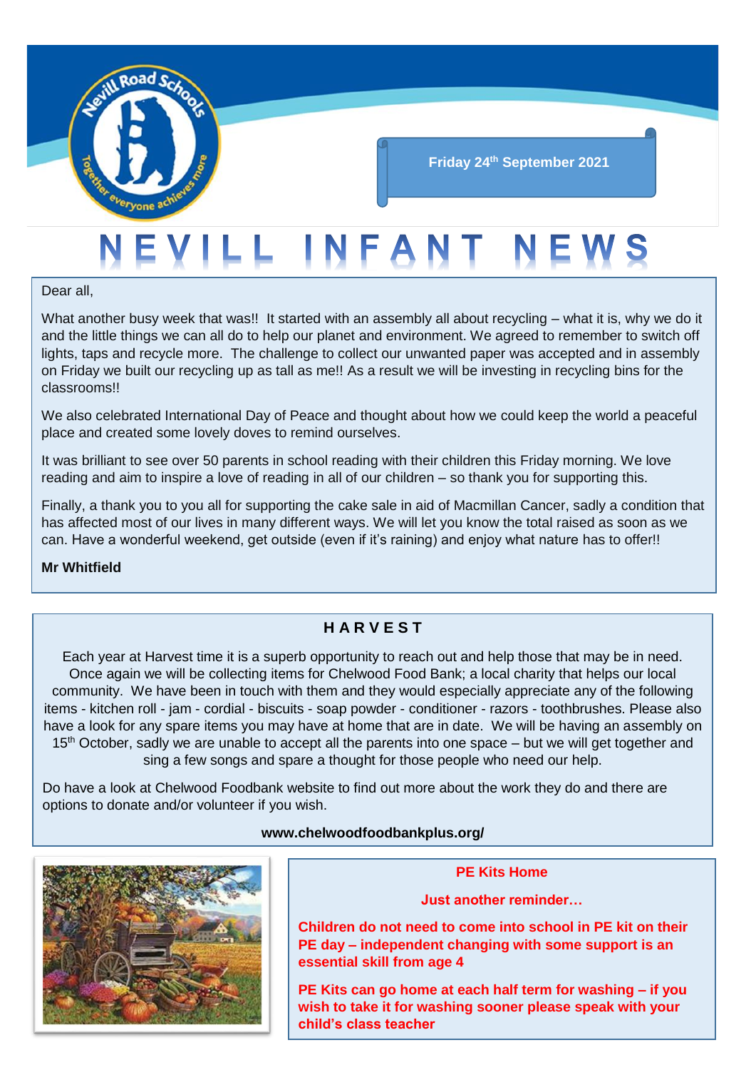Friday 24th September 2021

# NEVILL INFANT NEWS

Dear all,

What another busy week that was!! It started with an assembly all about recycling – what it is, why we do it and the little things we can all do to help our planet and environment. We agreed to remember to switch off lights, taps and recycle more. The challenge to collect our unwanted paper was accepted and in assembly on Friday we built our recycling up as tall as me!! As a result we will be investing in recycling bins for the classrooms!!

We also celebrated International Day of Peace and thought about how we could keep the world a peaceful place and created some lovely doves to remind ourselves.

It was brilliant to see over 50 parents in school reading with their children this Friday morning. We love reading and aim to inspire a love of reading in all of our children – so thank you for supporting this.

Finally, a thank you to you all for supporting the cake sale in aid of Macmillan Cancer, sadly a condition that has affected most of our lives in many different ways. We will let you know the total raised as soon as we can. Have a wonderful weekend, get outside (even if it's raining) and enjoy what nature has to offer!!

**Mr Whitfield**

## HARVEST

Each year at Harvest time it is a superb opportunity to reach out and help those that may be in need. Once again we will be collecting items for Chelwood Food Bank; a local charity that helps our local community. We have been in touch with them and they would especially appreciate any of the following items - kitchen roll - jam - cordial - biscuits - soap powder - conditioner - razors - toothbrushes. Please also have a look for any spare items you may have at home that are in date. We will be having an assembly on 15th October, sadly we are unable to accept all the parents into one space – but we will get together and sing a few songs and spare a thought for those people who need our help.

Do have a look at Chelwood Foodbank website to find out more about the work they do and there are options to donate and/or volunteer if you wish.

**www.chelwoodfoodbankplus.org/**

**PE Kits Home**

**Just another reminder…**

**Children do not need to come into school in PE kit on their PE day – independent changing with some support is an essential skill from age 4**

**PE Kits can go home at each half term for washing – if you wish to take it for washing sooner please speak with your child's class teacher**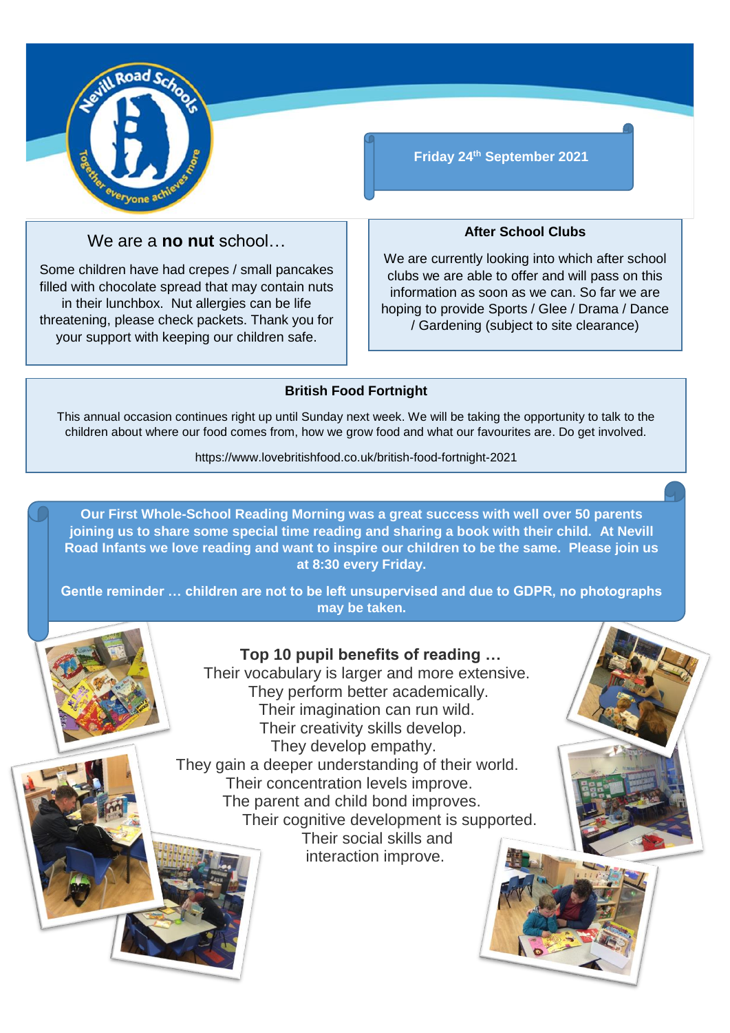Friday 24th September 2021

## We are a **no nut** school…

Some children have had crepes / small pancakes filled with chocolate spread that may contain nuts in their lunchbox. Nut allergies can be life threatening, please check packets. Thank you for your support with keeping our children safe.

## After School Clubs

We are currently looking into which after school clubs we are able to offer and will pass on this information as soon as we can. So far we are hoping to provide Sports / Glee / Drama / Dance / Gardening (subject to site clearance)

## British Food Fortnight

This annual occasion continues right up until Sunday next week. We will be taking the opportunity to talk to the children about where our food comes from, how we grow food and what our favourites are. Do get involved.

https://www.lovebritishfood.co.uk/british-food-fortnight-2021

**Our First Whole-School Reading Morning was a great success with well over 50 parents joining us to share some special time reading and sharing a book with their child. At Nevill Road Infants we love reading and want to inspire our children to be the same. Please join us at 8:30 every Friday.**

**Gentle reminder … children are not to be left unsupervised and due to GDPR, no photographs may be taken.**

### Top 10 pupil benefits of reading …

Their vocabulary is larger and more extensive.
They perform better academically.
Their imagination can run wild.
Their creativity skills develop.
They develop empathy.
They gain a deeper understanding of their world.
Their concentration levels improve.
The parent and child bond improves.
Their cognitive development is supported.
Their social skills and interaction improve.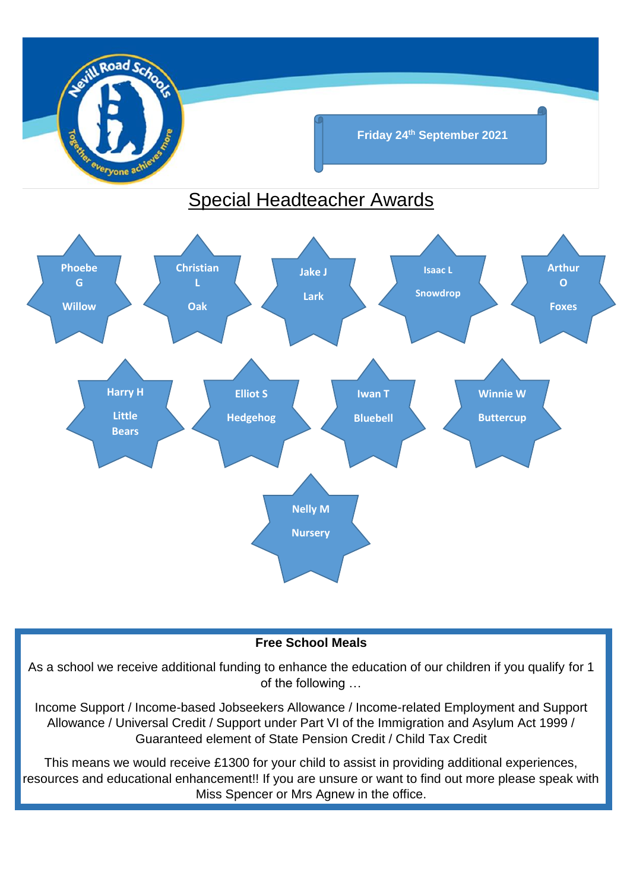Friday 24th September 2021

# Special Headteacher Awards

Phoebe G
Willow

Christian L
Oak

Jake J
Lark

Isaac L
Snowdrop

Arthur O
Foxes

Harry H
Little Bears

Elliot S
Hedgehog

Iwan T
Bluebell

Winnie W
Buttercup

Nelly M
Nursery

**Free School Meals**

As a school we receive additional funding to enhance the education of our children if you qualify for 1 of the following …

Income Support / Income-based Jobseekers Allowance / Income-related Employment and Support Allowance / Universal Credit / Support under Part VI of the Immigration and Asylum Act 1999 / Guaranteed element of State Pension Credit / Child Tax Credit

This means we would receive £1300 for your child to assist in providing additional experiences, resources and educational enhancement!! If you are unsure or want to find out more please speak with Miss Spencer or Mrs Agnew in the office.